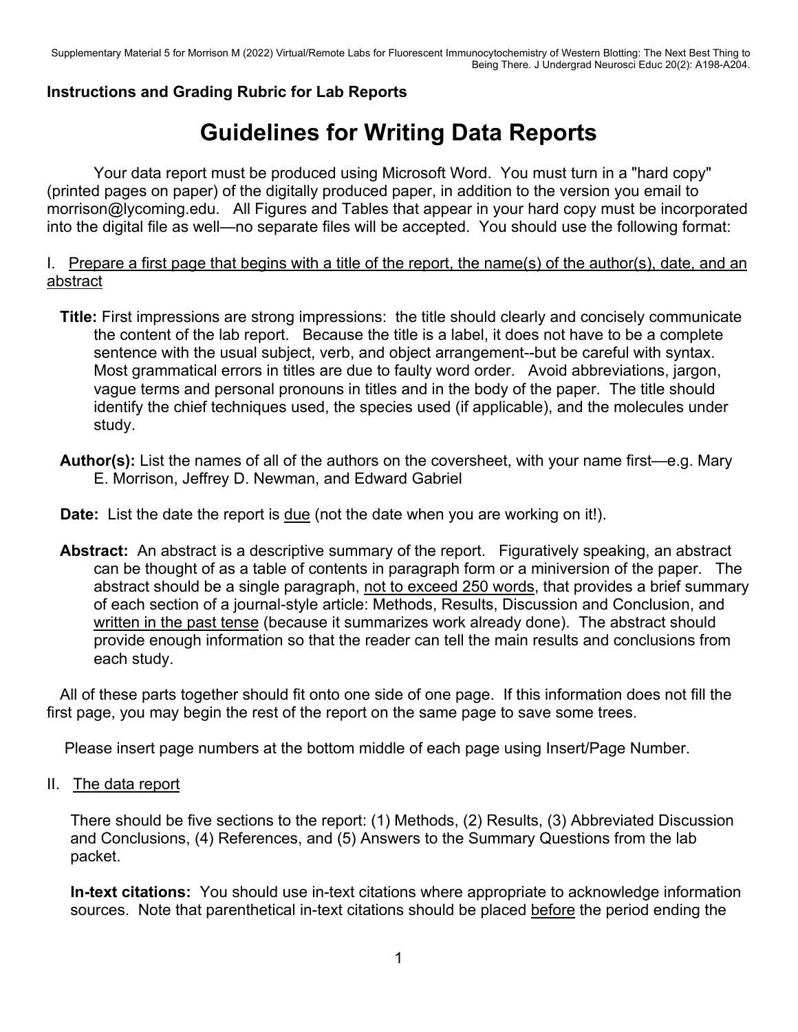**Instructions and Grading Rubric for Lab Reports**

# Guidelines for Writing Data Reports

Your data report must be produced using Microsoft Word. You must turn in a "hard copy" (printed pages on paper) of the digitally produced paper, in addition to the version you email to morrison@lycoming.edu. All Figures and Tables that appear in your hard copy must be incorporated into the digital file as well—no separate files will be accepted. You should use the following format:

I. <u>Prepare a first page that begins with a title of the report, the name(s) of the author(s), date, and an abstract</u>

**Title:** First impressions are strong impressions: the title should clearly and concisely communicate the content of the lab report. Because the title is a label, it does not have to be a complete sentence with the usual subject, verb, and object arrangement--but be careful with syntax. Most grammatical errors in titles are due to faulty word order. Avoid abbreviations, jargon, vague terms and personal pronouns in titles and in the body of the paper. The title should identify the chief techniques used, the species used (if applicable), and the molecules under study.

**Author(s):** List the names of all of the authors on the coversheet, with your name first—e.g. Mary E. Morrison, Jeffrey D. Newman, and Edward Gabriel

**Date:** List the date the report is <u>due</u> (not the date when you are working on it!).

**Abstract:** An abstract is a descriptive summary of the report. Figuratively speaking, an abstract can be thought of as a table of contents in paragraph form or a miniversion of the paper. The abstract should be a single paragraph, <u>not to exceed 250 words</u>, that provides a brief summary of each section of a journal-style article: Methods, Results, Discussion and Conclusion, and <u>written in the past tense</u> (because it summarizes work already done). The abstract should provide enough information so that the reader can tell the main results and conclusions from each study.

All of these parts together should fit onto one side of one page. If this information does not fill the first page, you may begin the rest of the report on the same page to save some trees.

Please insert page numbers at the bottom middle of each page using Insert/Page Number.

II. <u>The data report</u>

There should be five sections to the report: (1) Methods, (2) Results, (3) Abbreviated Discussion and Conclusions, (4) References, and (5) Answers to the Summary Questions from the lab packet.

**In-text citations:** You should use in-text citations where appropriate to acknowledge information sources. Note that parenthetical in-text citations should be placed <u>before</u> the period ending the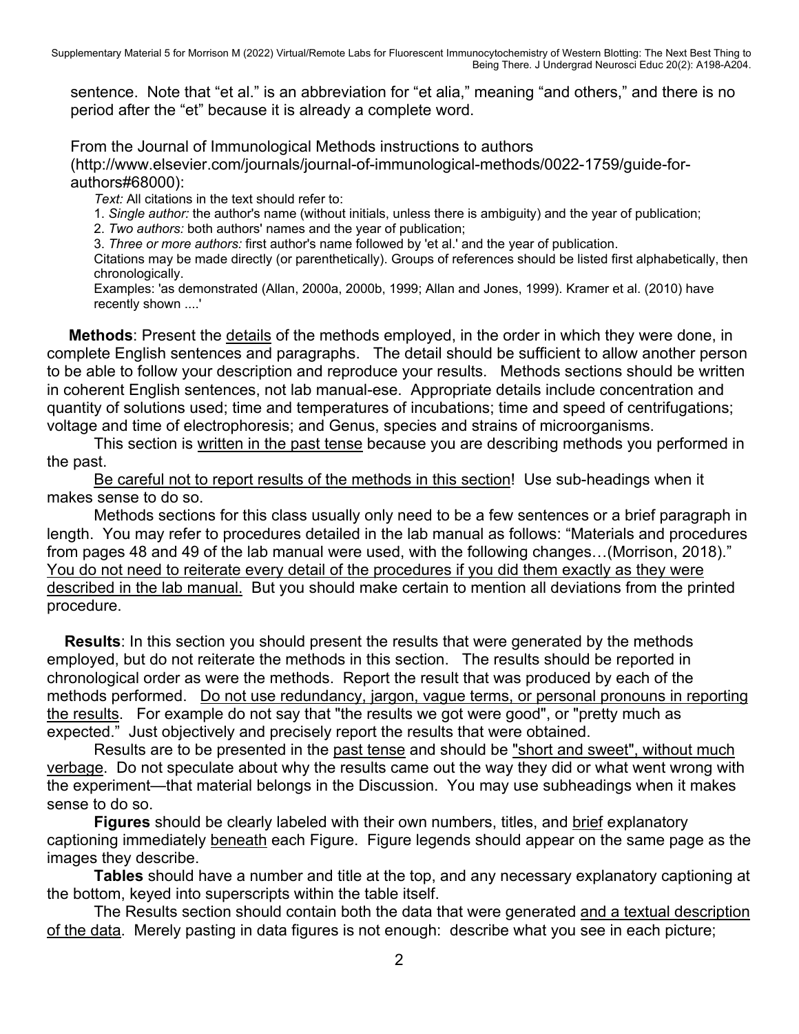sentence. Note that "et al." is an abbreviation for "et alia," meaning "and others," and there is no period after the "et" because it is already a complete word.

From the Journal of Immunological Methods instructions to authors (http://www.elsevier.com/journals/journal-of-immunological-methods/0022-1759/guide-for-authors#68000):

> *Text:* All citations in the text should refer to:
> 1. *Single author:* the author's name (without initials, unless there is ambiguity) and the year of publication;
> 2. *Two authors:* both authors' names and the year of publication;
> 3. *Three or more authors:* first author's name followed by 'et al.' and the year of publication.
>
> Citations may be made directly (or parenthetically). Groups of references should be listed first alphabetically, then chronologically.
>
> Examples: 'as demonstrated (Allan, 2000a, 2000b, 1999; Allan and Jones, 1999). Kramer et al. (2010) have recently shown ....'

**Methods**: Present the <u>details</u> of the methods employed, in the order in which they were done, in complete English sentences and paragraphs. The detail should be sufficient to allow another person to be able to follow your description and reproduce your results. Methods sections should be written in coherent English sentences, not lab manual-ese. Appropriate details include concentration and quantity of solutions used; time and temperatures of incubations; time and speed of centrifugations; voltage and time of electrophoresis; and Genus, species and strains of microorganisms.

This section is <u>written in the past tense</u> because you are describing methods you performed in the past.

<u>Be careful not to report results of the methods in this section</u>! Use sub-headings when it makes sense to do so.

Methods sections for this class usually only need to be a few sentences or a brief paragraph in length. You may refer to procedures detailed in the lab manual as follows: "Materials and procedures from pages 48 and 49 of the lab manual were used, with the following changes…(Morrison, 2018)." <u>You do not need to reiterate every detail of the procedures if you did them exactly as they were described in the lab manual.</u> But you should make certain to mention all deviations from the printed procedure.

**Results**: In this section you should present the results that were generated by the methods employed, but do not reiterate the methods in this section. The results should be reported in chronological order as were the methods. Report the result that was produced by each of the methods performed. <u>Do not use redundancy, jargon, vague terms, or personal pronouns in reporting the results</u>. For example do not say that "the results we got were good", or "pretty much as expected." Just objectively and precisely report the results that were obtained.

Results are to be presented in the <u>past tense</u> and should be <u>"short and sweet", without much verbage</u>. Do not speculate about why the results came out the way they did or what went wrong with the experiment—that material belongs in the Discussion. You may use subheadings when it makes sense to do so.

**Figures** should be clearly labeled with their own numbers, titles, and <u>brief</u> explanatory captioning immediately <u>beneath</u> each Figure. Figure legends should appear on the same page as the images they describe.

**Tables** should have a number and title at the top, and any necessary explanatory captioning at the bottom, keyed into superscripts within the table itself.

The Results section should contain both the data that were generated <u>and a textual description of the data</u>. Merely pasting in data figures is not enough: describe what you see in each picture;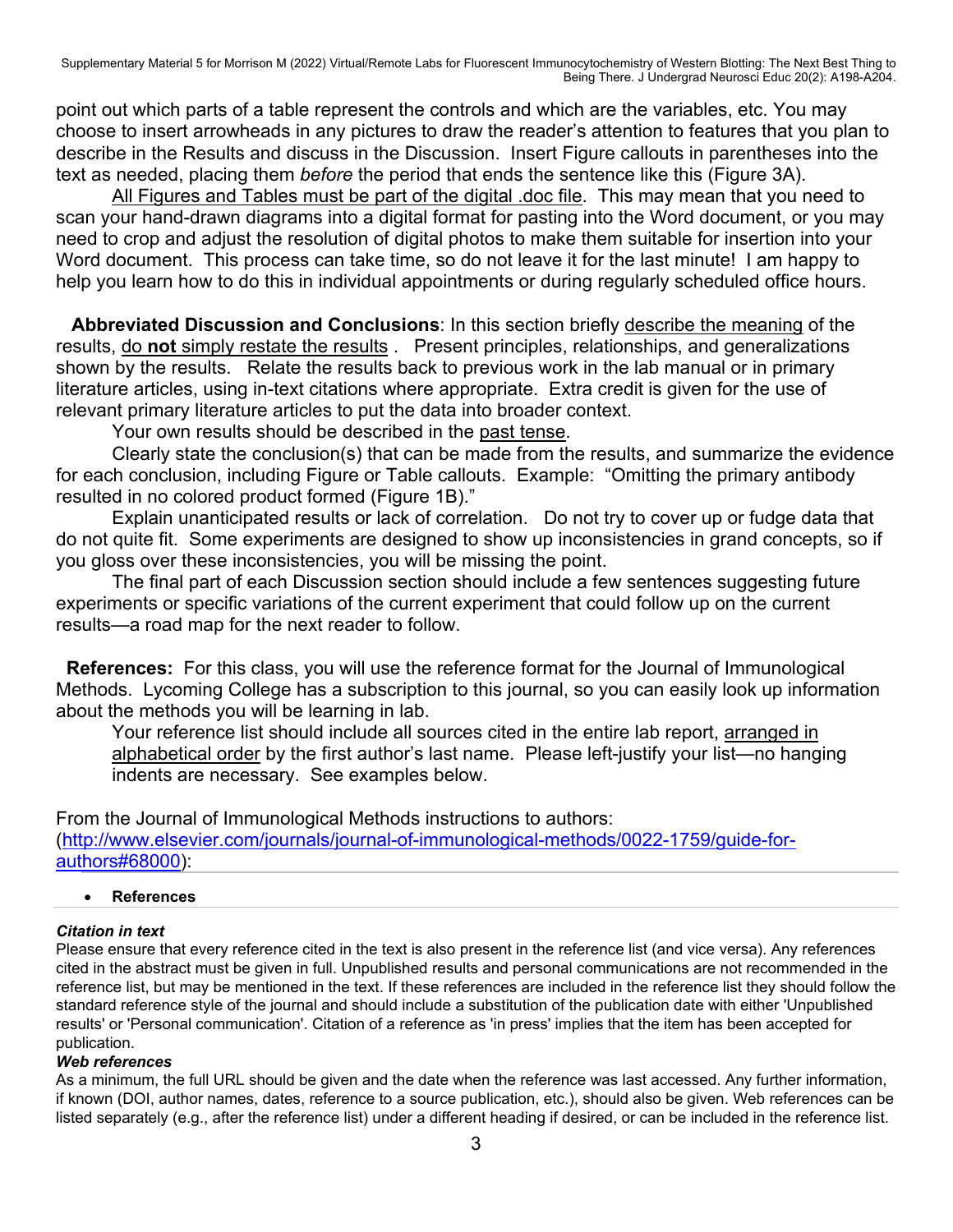point out which parts of a table represent the controls and which are the variables, etc. You may choose to insert arrowheads in any pictures to draw the reader's attention to features that you plan to describe in the Results and discuss in the Discussion. Insert Figure callouts in parentheses into the text as needed, placing them *before* the period that ends the sentence like this (Figure 3A).

All Figures and Tables must be part of the digital .doc file. This may mean that you need to scan your hand-drawn diagrams into a digital format for pasting into the Word document, or you may need to crop and adjust the resolution of digital photos to make them suitable for insertion into your Word document. This process can take time, so do not leave it for the last minute! I am happy to help you learn how to do this in individual appointments or during regularly scheduled office hours.

**Abbreviated Discussion and Conclusions**: In this section briefly describe the meaning of the results, do **not** simply restate the results . Present principles, relationships, and generalizations shown by the results. Relate the results back to previous work in the lab manual or in primary literature articles, using in-text citations where appropriate. Extra credit is given for the use of relevant primary literature articles to put the data into broader context.

Your own results should be described in the past tense.

Clearly state the conclusion(s) that can be made from the results, and summarize the evidence for each conclusion, including Figure or Table callouts. Example: "Omitting the primary antibody resulted in no colored product formed (Figure 1B)."

Explain unanticipated results or lack of correlation. Do not try to cover up or fudge data that do not quite fit. Some experiments are designed to show up inconsistencies in grand concepts, so if you gloss over these inconsistencies, you will be missing the point.

The final part of each Discussion section should include a few sentences suggesting future experiments or specific variations of the current experiment that could follow up on the current results—a road map for the next reader to follow.

**References:** For this class, you will use the reference format for the Journal of Immunological Methods. Lycoming College has a subscription to this journal, so you can easily look up information about the methods you will be learning in lab.

Your reference list should include all sources cited in the entire lab report, arranged in alphabetical order by the first author's last name. Please left-justify your list—no hanging indents are necessary. See examples below.

From the Journal of Immunological Methods instructions to authors: (http://www.elsevier.com/journals/journal-of-immunological-methods/0022-1759/guide-for-authors#68000):

- **References**

***Citation in text***

Please ensure that every reference cited in the text is also present in the reference list (and vice versa). Any references cited in the abstract must be given in full. Unpublished results and personal communications are not recommended in the reference list, but may be mentioned in the text. If these references are included in the reference list they should follow the standard reference style of the journal and should include a substitution of the publication date with either 'Unpublished results' or 'Personal communication'. Citation of a reference as 'in press' implies that the item has been accepted for publication.

***Web references***

As a minimum, the full URL should be given and the date when the reference was last accessed. Any further information, if known (DOI, author names, dates, reference to a source publication, etc.), should also be given. Web references can be listed separately (e.g., after the reference list) under a different heading if desired, or can be included in the reference list.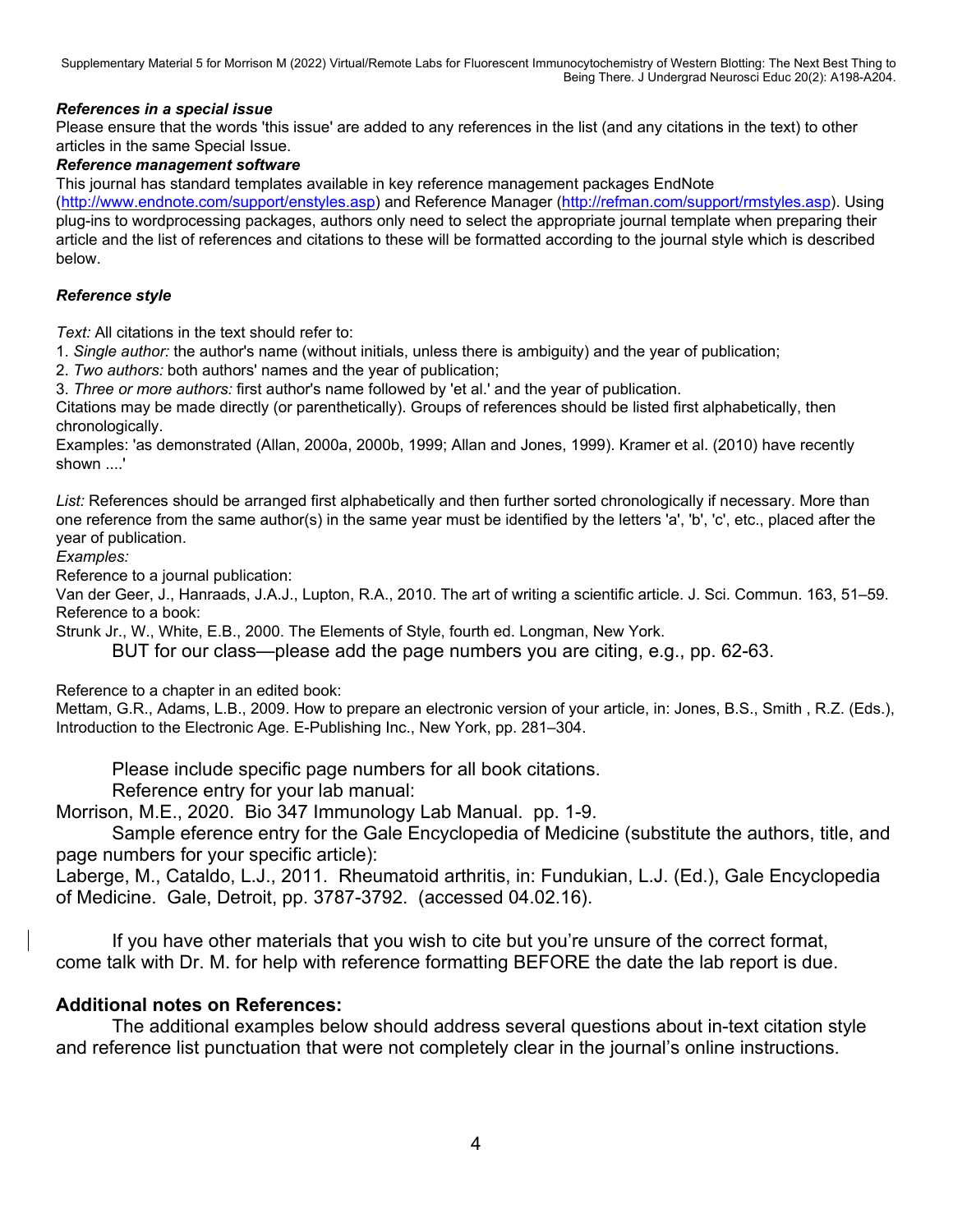***References in a special issue***

Please ensure that the words 'this issue' are added to any references in the list (and any citations in the text) to other articles in the same Special Issue.

***Reference management software***

This journal has standard templates available in key reference management packages EndNote (http://www.endnote.com/support/enstyles.asp) and Reference Manager (http://refman.com/support/rmstyles.asp). Using plug-ins to wordprocessing packages, authors only need to select the appropriate journal template when preparing their article and the list of references and citations to these will be formatted according to the journal style which is described below.

***Reference style***

*Text:* All citations in the text should refer to:

1. *Single author:* the author's name (without initials, unless there is ambiguity) and the year of publication;
2. *Two authors:* both authors' names and the year of publication;
3. *Three or more authors:* first author's name followed by 'et al.' and the year of publication.

Citations may be made directly (or parenthetically). Groups of references should be listed first alphabetically, then chronologically.

Examples: 'as demonstrated (Allan, 2000a, 2000b, 1999; Allan and Jones, 1999). Kramer et al. (2010) have recently shown ....'

*List:* References should be arranged first alphabetically and then further sorted chronologically if necessary. More than one reference from the same author(s) in the same year must be identified by the letters 'a', 'b', 'c', etc., placed after the year of publication.

*Examples:*

Reference to a journal publication:

Van der Geer, J., Hanraads, J.A.J., Lupton, R.A., 2010. The art of writing a scientific article. J. Sci. Commun. 163, 51–59.

Reference to a book:

Strunk Jr., W., White, E.B., 2000. The Elements of Style, fourth ed. Longman, New York.

BUT for our class—please add the page numbers you are citing, e.g., pp. 62-63.

Reference to a chapter in an edited book:

Mettam, G.R., Adams, L.B., 2009. How to prepare an electronic version of your article, in: Jones, B.S., Smith , R.Z. (Eds.), Introduction to the Electronic Age. E-Publishing Inc., New York, pp. 281–304.

Please include specific page numbers for all book citations.

Reference entry for your lab manual:

Morrison, M.E., 2020. Bio 347 Immunology Lab Manual. pp. 1-9.

Sample eference entry for the Gale Encyclopedia of Medicine (substitute the authors, title, and page numbers for your specific article):

Laberge, M., Cataldo, L.J., 2011. Rheumatoid arthritis, in: Fundukian, L.J. (Ed.), Gale Encyclopedia of Medicine. Gale, Detroit, pp. 3787-3792. (accessed 04.02.16).

If you have other materials that you wish to cite but you're unsure of the correct format, come talk with Dr. M. for help with reference formatting BEFORE the date the lab report is due.

## Additional notes on References:

The additional examples below should address several questions about in-text citation style and reference list punctuation that were not completely clear in the journal's online instructions.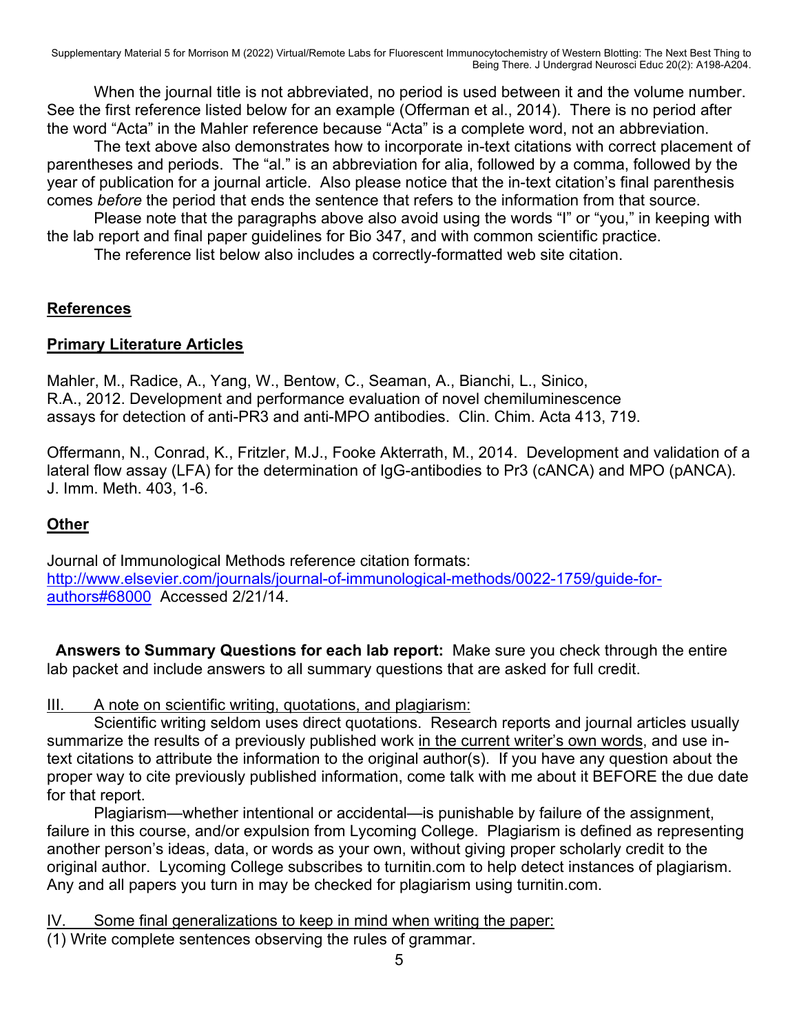When the journal title is not abbreviated, no period is used between it and the volume number. See the first reference listed below for an example (Offerman et al., 2014). There is no period after the word "Acta" in the Mahler reference because "Acta" is a complete word, not an abbreviation.

The text above also demonstrates how to incorporate in-text citations with correct placement of parentheses and periods. The "al." is an abbreviation for alia, followed by a comma, followed by the year of publication for a journal article. Also please notice that the in-text citation's final parenthesis comes *before* the period that ends the sentence that refers to the information from that source.

Please note that the paragraphs above also avoid using the words "I" or "you," in keeping with the lab report and final paper guidelines for Bio 347, and with common scientific practice.

The reference list below also includes a correctly-formatted web site citation.

**References**

**Primary Literature Articles**

Mahler, M., Radice, A., Yang, W., Bentow, C., Seaman, A., Bianchi, L., Sinico, R.A., 2012. Development and performance evaluation of novel chemiluminescence assays for detection of anti-PR3 and anti-MPO antibodies. Clin. Chim. Acta 413, 719.

Offermann, N., Conrad, K., Fritzler, M.J., Fooke Akterrath, M., 2014. Development and validation of a lateral flow assay (LFA) for the determination of IgG-antibodies to Pr3 (cANCA) and MPO (pANCA). J. Imm. Meth. 403, 1-6.

**Other**

Journal of Immunological Methods reference citation formats: http://www.elsevier.com/journals/journal-of-immunological-methods/0022-1759/guide-for-authors#68000 Accessed 2/21/14.

**Answers to Summary Questions for each lab report:** Make sure you check through the entire lab packet and include answers to all summary questions that are asked for full credit.

III. A note on scientific writing, quotations, and plagiarism:

Scientific writing seldom uses direct quotations. Research reports and journal articles usually summarize the results of a previously published work in the current writer's own words, and use in-text citations to attribute the information to the original author(s). If you have any question about the proper way to cite previously published information, come talk with me about it BEFORE the due date for that report.

Plagiarism—whether intentional or accidental—is punishable by failure of the assignment, failure in this course, and/or expulsion from Lycoming College. Plagiarism is defined as representing another person's ideas, data, or words as your own, without giving proper scholarly credit to the original author. Lycoming College subscribes to turnitin.com to help detect instances of plagiarism. Any and all papers you turn in may be checked for plagiarism using turnitin.com.

IV. Some final generalizations to keep in mind when writing the paper:

(1) Write complete sentences observing the rules of grammar.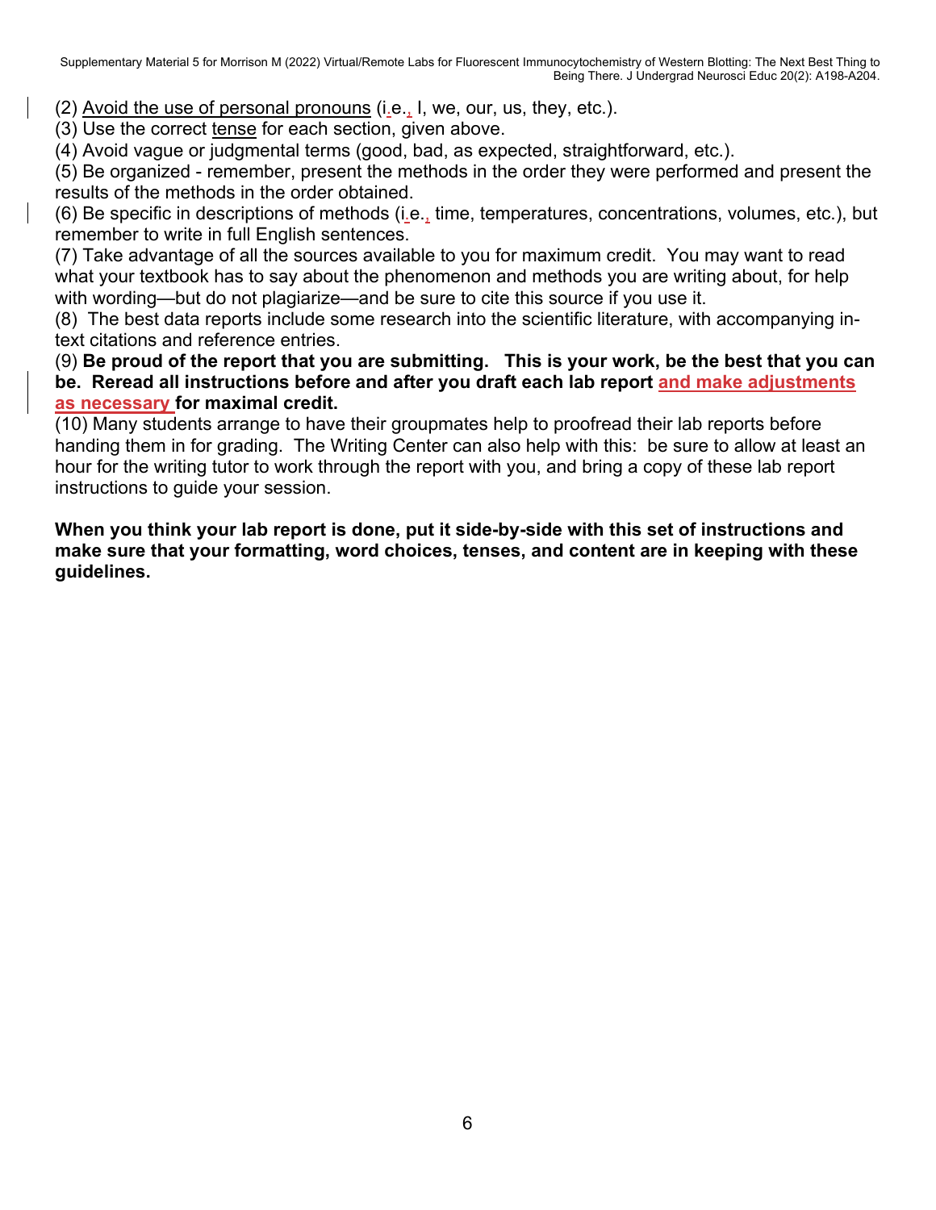(2) Avoid the use of personal pronouns (i.e., I, we, our, us, they, etc.).
(3) Use the correct tense for each section, given above.
(4) Avoid vague or judgmental terms (good, bad, as expected, straightforward, etc.).
(5) Be organized - remember, present the methods in the order they were performed and present the results of the methods in the order obtained.
(6) Be specific in descriptions of methods (i.e., time, temperatures, concentrations, volumes, etc.), but remember to write in full English sentences.
(7) Take advantage of all the sources available to you for maximum credit. You may want to read what your textbook has to say about the phenomenon and methods you are writing about, for help with wording—but do not plagiarize—and be sure to cite this source if you use it.
(8) The best data reports include some research into the scientific literature, with accompanying in-text citations and reference entries.
(9) **Be proud of the report that you are submitting. This is your work, be the best that you can be. Reread all instructions before and after you draft each lab report and make adjustments as necessary for maximal credit.**
(10) Many students arrange to have their groupmates help to proofread their lab reports before handing them in for grading. The Writing Center can also help with this: be sure to allow at least an hour for the writing tutor to work through the report with you, and bring a copy of these lab report instructions to guide your session.

**When you think your lab report is done, put it side-by-side with this set of instructions and make sure that your formatting, word choices, tenses, and content are in keeping with these guidelines.**